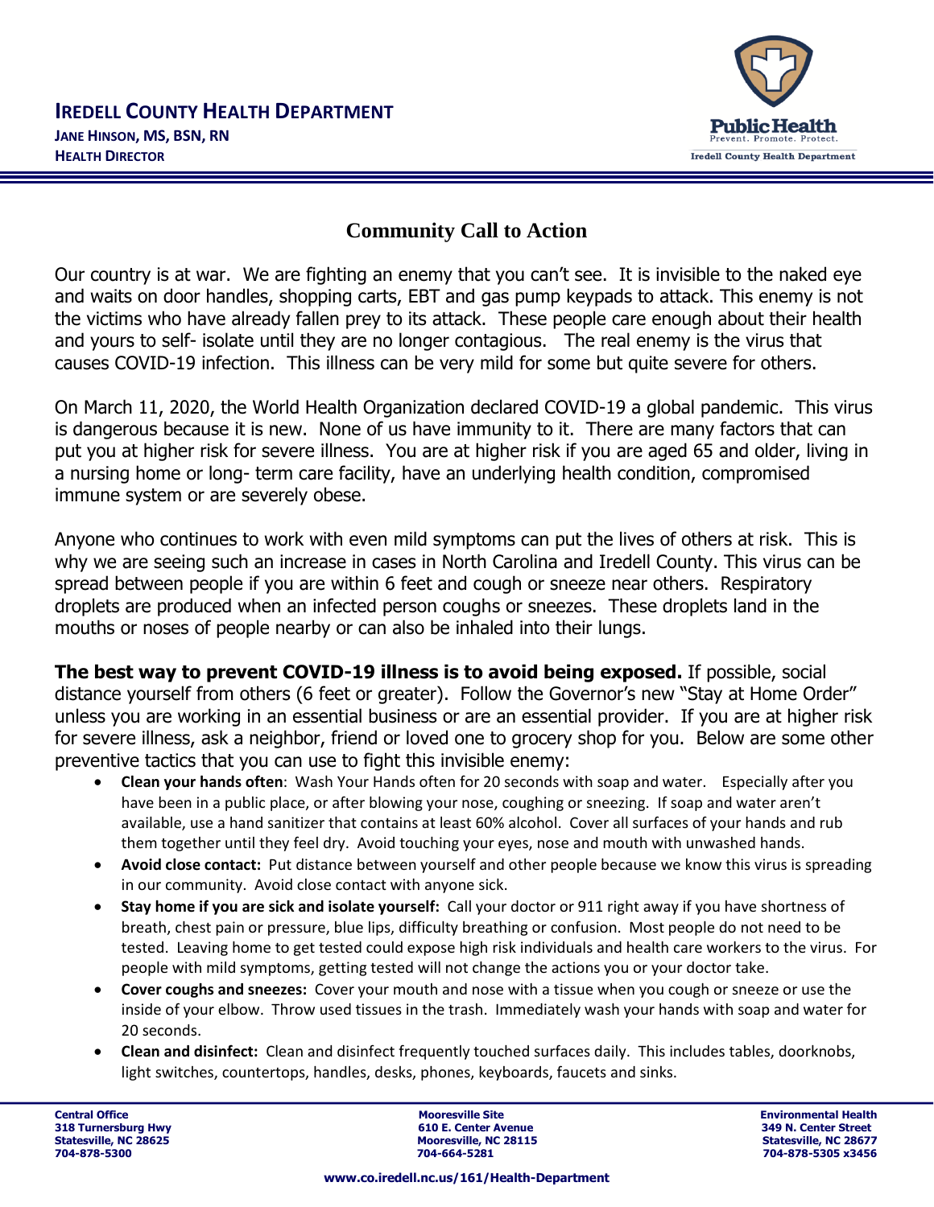# IREDELL COUNTY HEALTH DEPARTMENT

**JANE HINSON, MS, BSN, RN**
**HEALTH DIRECTOR**

Public Health
Prevent. Promote. Protect.
Iredell County Health Department

## Community Call to Action

Our country is at war. We are fighting an enemy that you can't see. It is invisible to the naked eye and waits on door handles, shopping carts, EBT and gas pump keypads to attack. This enemy is not the victims who have already fallen prey to its attack. These people care enough about their health and yours to self- isolate until they are no longer contagious. The real enemy is the virus that causes COVID-19 infection. This illness can be very mild for some but quite severe for others.

On March 11, 2020, the World Health Organization declared COVID-19 a global pandemic. This virus is dangerous because it is new. None of us have immunity to it. There are many factors that can put you at higher risk for severe illness. You are at higher risk if you are aged 65 and older, living in a nursing home or long- term care facility, have an underlying health condition, compromised immune system or are severely obese.

Anyone who continues to work with even mild symptoms can put the lives of others at risk. This is why we are seeing such an increase in cases in North Carolina and Iredell County. This virus can be spread between people if you are within 6 feet and cough or sneeze near others. Respiratory droplets are produced when an infected person coughs or sneezes. These droplets land in the mouths or noses of people nearby or can also be inhaled into their lungs.

**The best way to prevent COVID-19 illness is to avoid being exposed.** If possible, social distance yourself from others (6 feet or greater). Follow the Governor's new "Stay at Home Order" unless you are working in an essential business or are an essential provider. If you are at higher risk for severe illness, ask a neighbor, friend or loved one to grocery shop for you. Below are some other preventive tactics that you can use to fight this invisible enemy:

- **Clean your hands often**: Wash Your Hands often for 20 seconds with soap and water. Especially after you have been in a public place, or after blowing your nose, coughing or sneezing. If soap and water aren't available, use a hand sanitizer that contains at least 60% alcohol. Cover all surfaces of your hands and rub them together until they feel dry. Avoid touching your eyes, nose and mouth with unwashed hands.
- **Avoid close contact:** Put distance between yourself and other people because we know this virus is spreading in our community. Avoid close contact with anyone sick.
- **Stay home if you are sick and isolate yourself:** Call your doctor or 911 right away if you have shortness of breath, chest pain or pressure, blue lips, difficulty breathing or confusion. Most people do not need to be tested. Leaving home to get tested could expose high risk individuals and health care workers to the virus. For people with mild symptoms, getting tested will not change the actions you or your doctor take.
- **Cover coughs and sneezes:** Cover your mouth and nose with a tissue when you cough or sneeze or use the inside of your elbow. Throw used tissues in the trash. Immediately wash your hands with soap and water for 20 seconds.
- **Clean and disinfect:** Clean and disinfect frequently touched surfaces daily. This includes tables, doorknobs, light switches, countertops, handles, desks, phones, keyboards, faucets and sinks.

**Central Office**
318 Turnersburg Hwy
Statesville, NC 28625
704-878-5300

**Mooresville Site**
610 E. Center Avenue
Mooresville, NC 28115
704-664-5281

**Environmental Health**
349 N. Center Street
Statesville, NC 28677
704-878-5305 x3456

www.co.iredell.nc.us/161/Health-Department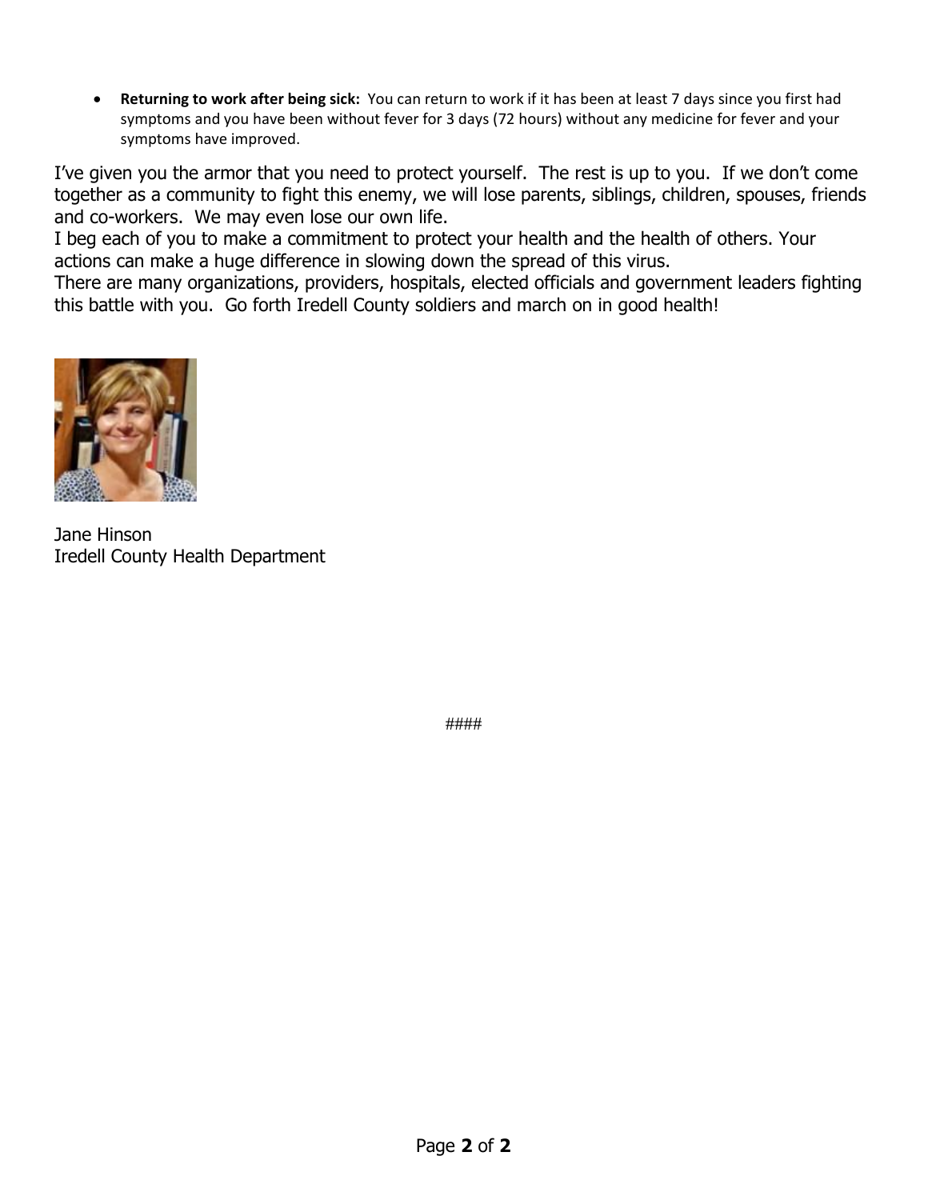- **Returning to work after being sick:** You can return to work if it has been at least 7 days since you first had symptoms and you have been without fever for 3 days (72 hours) without any medicine for fever and your symptoms have improved.

I've given you the armor that you need to protect yourself. The rest is up to you. If we don't come together as a community to fight this enemy, we will lose parents, siblings, children, spouses, friends and co-workers. We may even lose our own life.

I beg each of you to make a commitment to protect your health and the health of others. Your actions can make a huge difference in slowing down the spread of this virus.

There are many organizations, providers, hospitals, elected officials and government leaders fighting this battle with you. Go forth Iredell County soldiers and march on in good health!

Jane Hinson
Iredell County Health Department

####